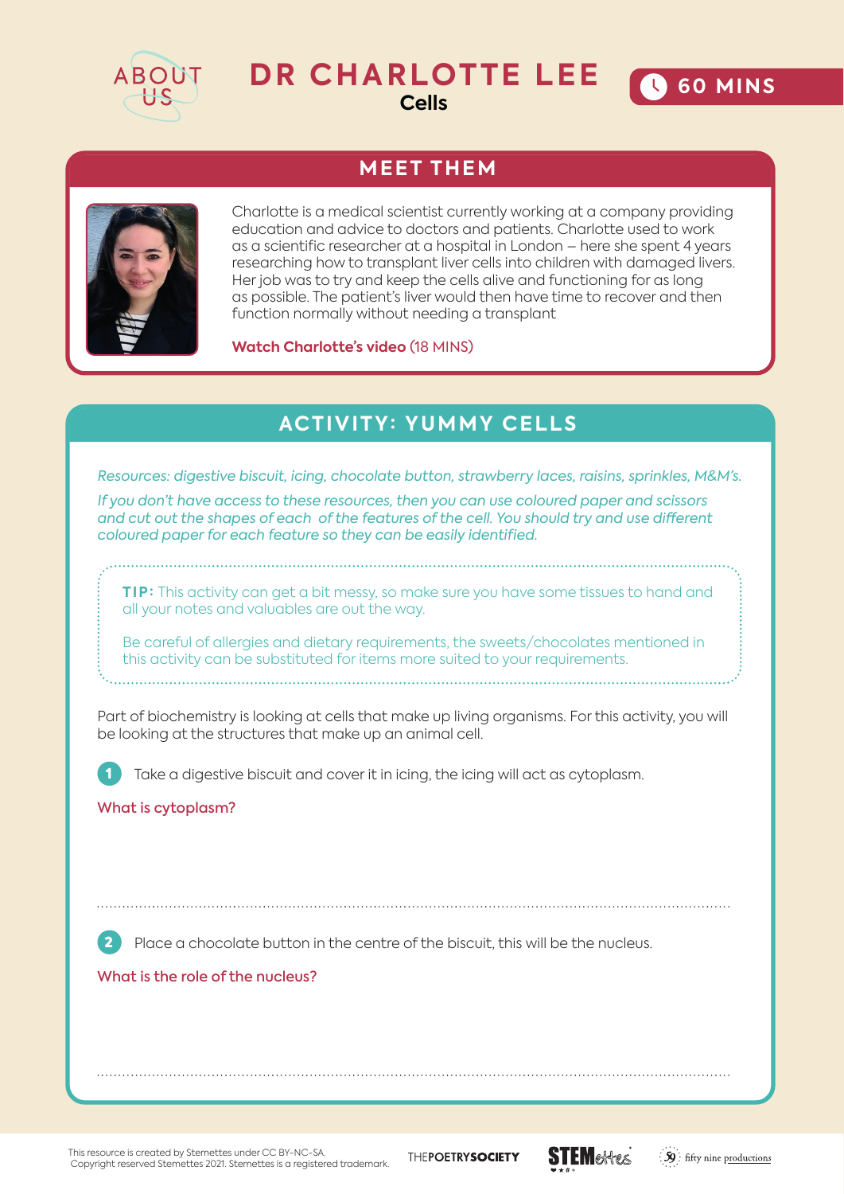ABOUT US

# DR CHARLOTTE LEE

**Cells**

60 MINS

## MEET THEM

Charlotte is a medical scientist currently working at a company providing education and advice to doctors and patients. Charlotte used to work as a scientific researcher at a hospital in London – here she spent 4 years researching how to transplant liver cells into children with damaged livers. Her job was to try and keep the cells alive and functioning for as long as possible. The patient's liver would then have time to recover and then function normally without needing a transplant

**Watch Charlotte's video** (18 MINS)

## ACTIVITY: YUMMY CELLS

*Resources: digestive biscuit, icing, chocolate button, strawberry laces, raisins, sprinkles, M&M's.*

*If you don't have access to these resources, then you can use coloured paper and scissors and cut out the shapes of each of the features of the cell. You should try and use different coloured paper for each feature so they can be easily identified.*

**TIP:** This activity can get a bit messy, so make sure you have some tissues to hand and all your notes and valuables are out the way.

Be careful of allergies and dietary requirements, the sweets/chocolates mentioned in this activity can be substituted for items more suited to your requirements.

Part of biochemistry is looking at cells that make up living organisms. For this activity, you will be looking at the structures that make up an animal cell.

1. Take a digestive biscuit and cover it in icing, the icing will act as cytoplasm.

**What is cytoplasm?**

..........................................................................................................................................

2. Place a chocolate button in the centre of the biscuit, this will be the nucleus.

**What is the role of the nucleus?**

..........................................................................................................................................

This resource is created by Stemettes under CC BY-NC-SA.
Copyright reserved Stemettes 2021. Stemettes is a registered trademark.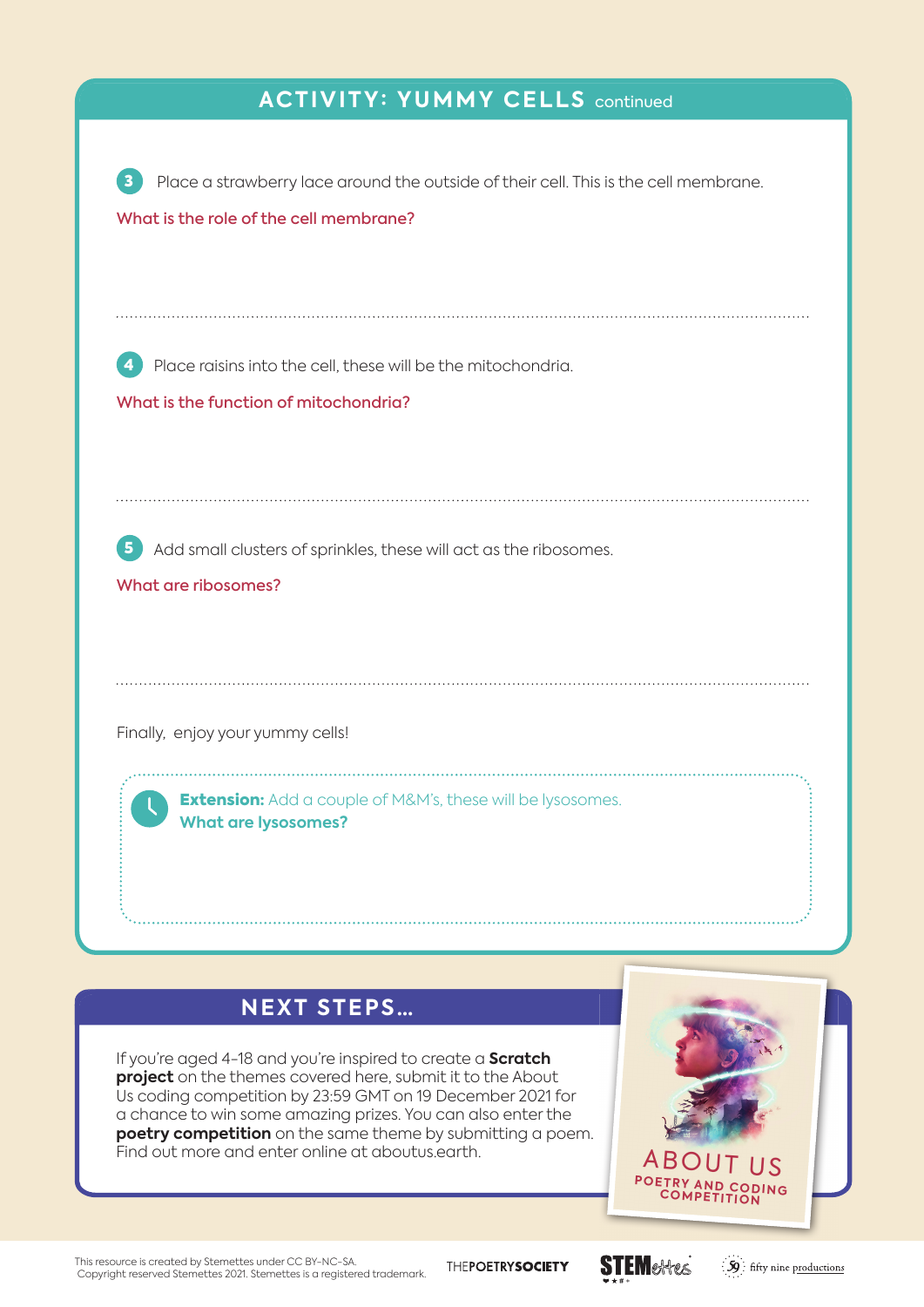## ACTIVITY: YUMMY CELLS continued

3. Place a strawberry lace around the outside of their cell. This is the cell membrane.

**What is the role of the cell membrane?**

4. Place raisins into the cell, these will be the mitochondria.

**What is the function of mitochondria?**

5. Add small clusters of sprinkles, these will act as the ribosomes.

**What are ribosomes?**

Finally, enjoy your yummy cells!

**Extension:** Add a couple of M&M's, these will be lysosomes.
**What are lysosomes?**

## NEXT STEPS...

If you're aged 4–18 and you're inspired to create a **Scratch project** on the themes covered here, submit it to the About Us coding competition by 23:59 GMT on 19 December 2021 for a chance to win some amazing prizes. You can also enter the **poetry competition** on the same theme by submitting a poem. Find out more and enter online at aboutus.earth.

ABOUT US
POETRY AND CODING COMPETITION

This resource is created by Stemettes under CC BY-NC-SA.
Copyright reserved Stemettes 2021. Stemettes is a registered trademark.

THEPOETRYSOCIETY STEMettes fifty nine productions